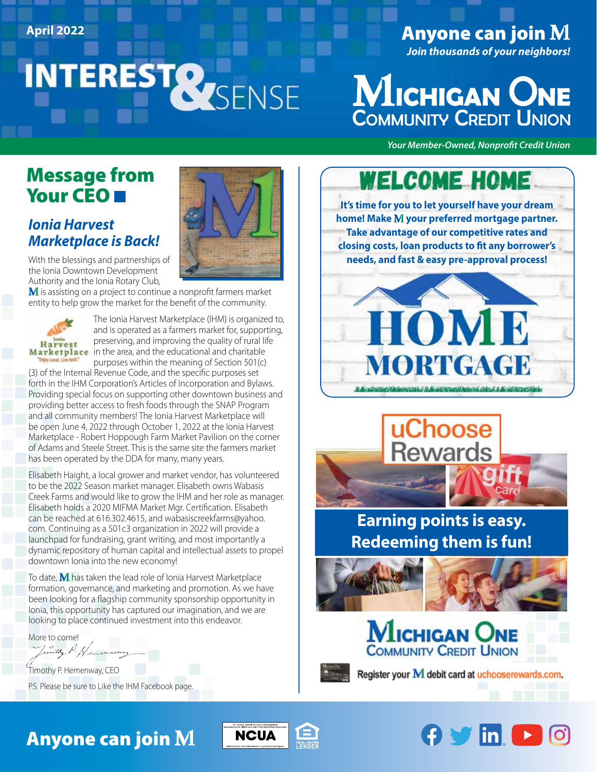April 2022

# INTEREST & SENSE

**Anyone can join M**
*Join thousands of your neighbors!*

**Michigan One Community Credit Union**

*Your Member-Owned, Nonprofit Credit Union*

## Message from Your CEO

### *Ionia Harvest Marketplace is Back!*

With the blessings and partnerships of the Ionia Downtown Development Authority and the Ionia Rotary Club, M is assisting on a project to continue a nonprofit farmers market entity to help grow the market for the benefit of the community.

Ionia Harvest Marketplace "Enjoy Local. Live Well."

The Ionia Harvest Marketplace (IHM) is organized to, and is operated as a farmers market for, supporting, preserving, and improving the quality of rural life in the area, and the educational and charitable purposes within the meaning of Section 501(c)(3) of the Internal Revenue Code, and the specific purposes set forth in the IHM Corporation's Articles of Incorporation and Bylaws. Providing special focus on supporting other downtown business and providing better access to fresh foods through the SNAP Program and all community members! The Ionia Harvest Marketplace will be open June 4, 2022 through October 1, 2022 at the Ionia Harvest Marketplace - Robert Hoppough Farm Market Pavilion on the corner of Adams and Steele Street. This is the same site the farmers market has been operated by the DDA for many, many years.

Elisabeth Haight, a local grower and market vendor, has volunteered to be the 2022 Season market manager. Elisabeth owns Wabasis Creek Farms and would like to grow the IHM and her role as manager. Elisabeth holds a 2020 MIFMA Market Mgr. Certification. Elisabeth can be reached at 616.302.4615, and wabasiscreekfarms@yahoo.com. Continuing as a 501c3 organization in 2022 will provide a launchpad for fundraising, grant writing, and most importantly a dynamic repository of human capital and intellectual assets to propel downtown Ionia into the new economy!

To date, M has taken the lead role of Ionia Harvest Marketplace formation, governance, and marketing and promotion. As we have been looking for a flagship community sponsorship opportunity in Ionia, this opportunity has captured our imagination, and we are looking to place continued investment into this endeavor.

More to come!

Timothy P. Hemenway, CEO

P.S. Please be sure to Like the IHM Facebook page.

## WELCOME HOME

**It's time for you to let yourself have your dream home! Make M your preferred mortgage partner. Take advantage of our competitive rates and closing costs, loan products to fit any borrower's needs, and fast & easy pre-approval process!**

**HOME MORTGAGE**

## uChoose Rewards

gift card

**Earning points is easy. Redeeming them is fun!**

**Michigan One Community Credit Union**

Register your M debit card at uchooserewards.com.

**Anyone can join M**

NCUA

EQUAL HOUSING LENDER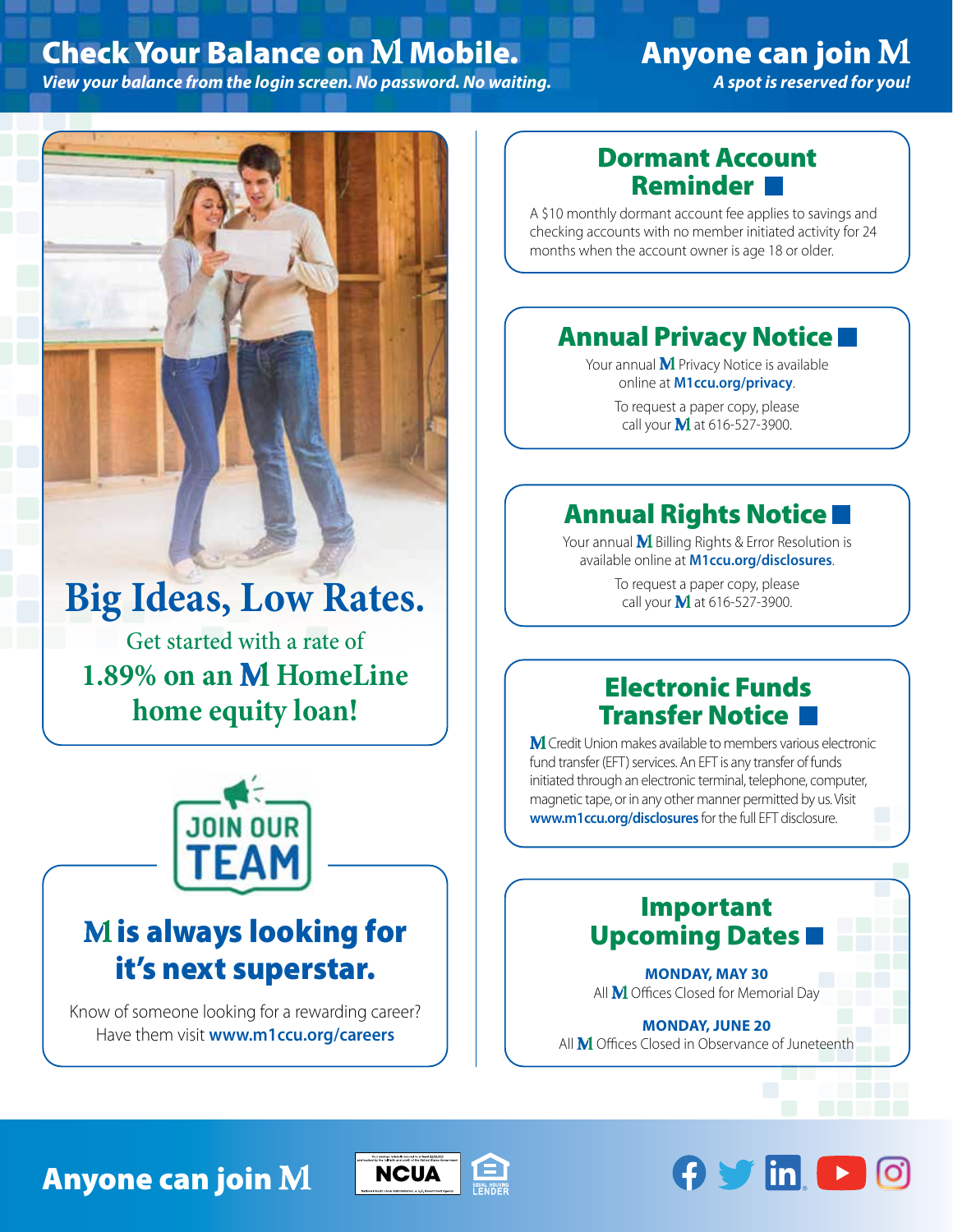## Check Your Balance on M Mobile.

*View your balance from the login screen. No password. No waiting.*

## Anyone can join M

*A spot is reserved for you!*

## Big Ideas, Low Rates.

Get started with a rate of **1.89% on an M HomeLine home equity loan!**

JOIN OUR TEAM

## M is always looking for it's next superstar.

Know of someone looking for a rewarding career? Have them visit **www.m1ccu.org/careers**

## Dormant Account Reminder

A $10 monthly dormant account fee applies to savings and checking accounts with no member initiated activity for 24 months when the account owner is age 18 or older.

## Annual Privacy Notice

Your annual M Privacy Notice is available online at **M1ccu.org/privacy**.

To request a paper copy, please call your M at 616-527-3900.

## Annual Rights Notice

Your annual M Billing Rights & Error Resolution is available online at **M1ccu.org/disclosures**.

To request a paper copy, please call your M at 616-527-3900.

## Electronic Funds Transfer Notice

M Credit Union makes available to members various electronic fund transfer (EFT) services. An EFT is any transfer of funds initiated through an electronic terminal, telephone, computer, magnetic tape, or in any other manner permitted by us. Visit **www.m1ccu.org/disclosures** for the full EFT disclosure.

## Important Upcoming Dates

**MONDAY, MAY 30**
All M Offices Closed for Memorial Day

**MONDAY, JUNE 20**
All M Offices Closed in Observance of Juneteenth

## Anyone can join M

NCUA

EQUAL HOUSING LENDER